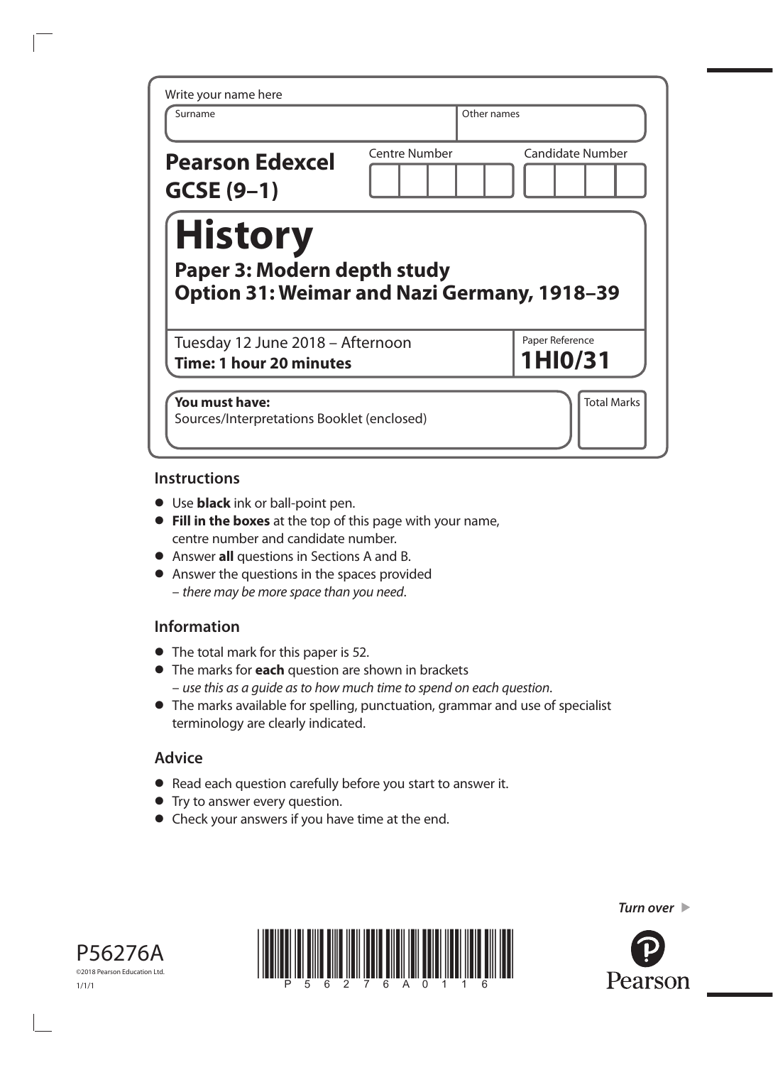Write your name here

| Surname | Other names |
| --- | --- |
| | |

**Pearson Edexcel GCSE (9–1)**

Centre Number

Candidate Number

# History

## Paper 3: Modern depth study
## Option 31: Weimar and Nazi Germany, 1918–39

Tuesday 12 June 2018 – Afternoon
**Time: 1 hour 20 minutes**

Paper Reference
**1HI0/31**

**You must have:**
Sources/Interpretations Booklet (enclosed)

Total Marks

### Instructions

- Use **black** ink or ball-point pen.
- **Fill in the boxes** at the top of this page with your name, centre number and candidate number.
- Answer **all** questions in Sections A and B.
- Answer the questions in the spaces provided
  – *there may be more space than you need*.

### Information

- The total mark for this paper is 52.
- The marks for **each** question are shown in brackets
  – *use this as a guide as to how much time to spend on each question*.
- The marks available for spelling, punctuation, grammar and use of specialist terminology are clearly indicated.

### Advice

- Read each question carefully before you start to answer it.
- Try to answer every question.
- Check your answers if you have time at the end.

*Turn over*

P56276A
©2018 Pearson Education Ltd.
1/1/1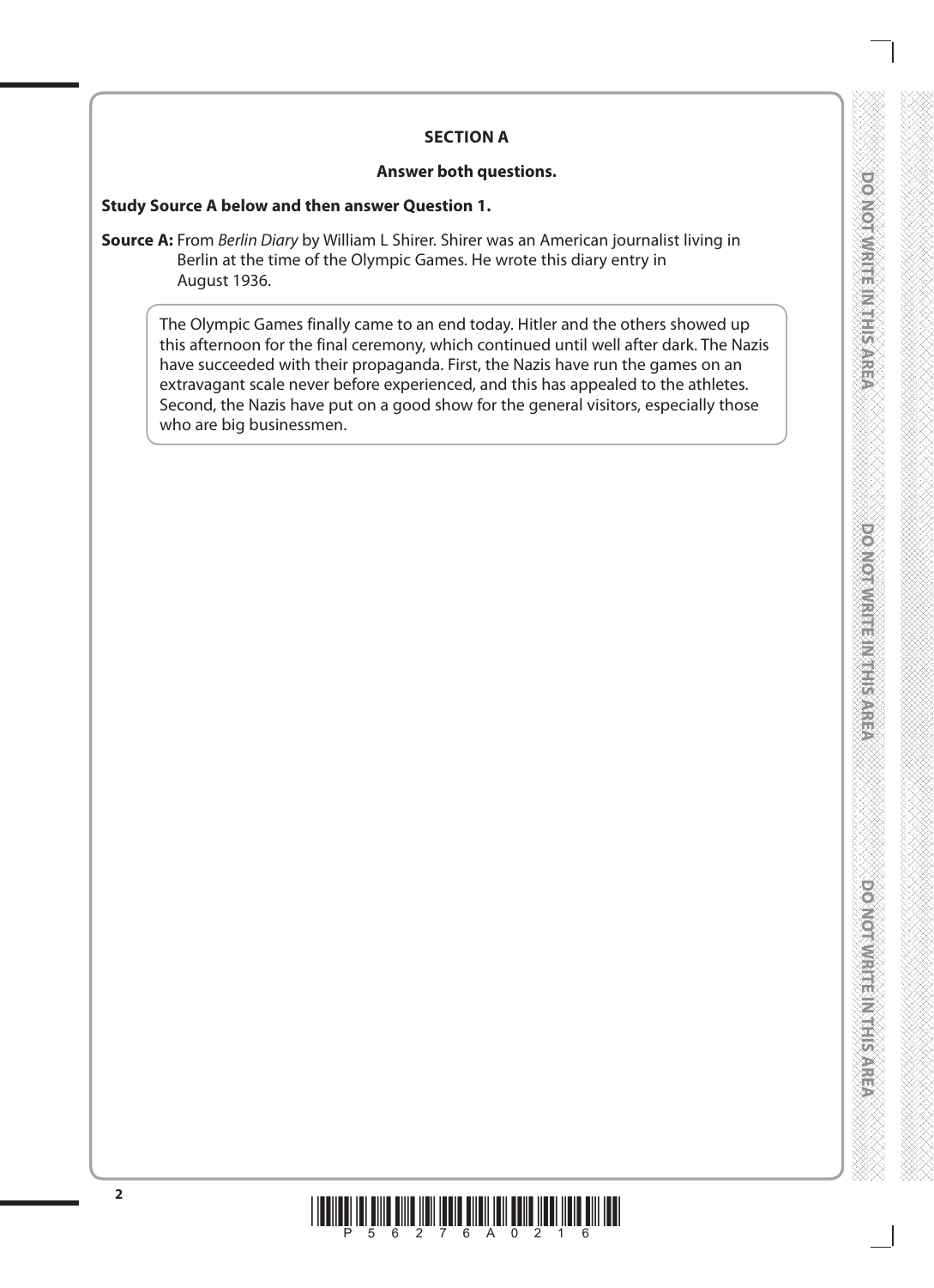## SECTION A

**Answer both questions.**

**Study Source A below and then answer Question 1.**

**Source A:** From *Berlin Diary* by William L Shirer. Shirer was an American journalist living in Berlin at the time of the Olympic Games. He wrote this diary entry in August 1936.

> The Olympic Games finally came to an end today. Hitler and the others showed up this afternoon for the final ceremony, which continued until well after dark. The Nazis have succeeded with their propaganda. First, the Nazis have run the games on an extravagant scale never before experienced, and this has appealed to the athletes. Second, the Nazis have put on a good show for the general visitors, especially those who are big businessmen.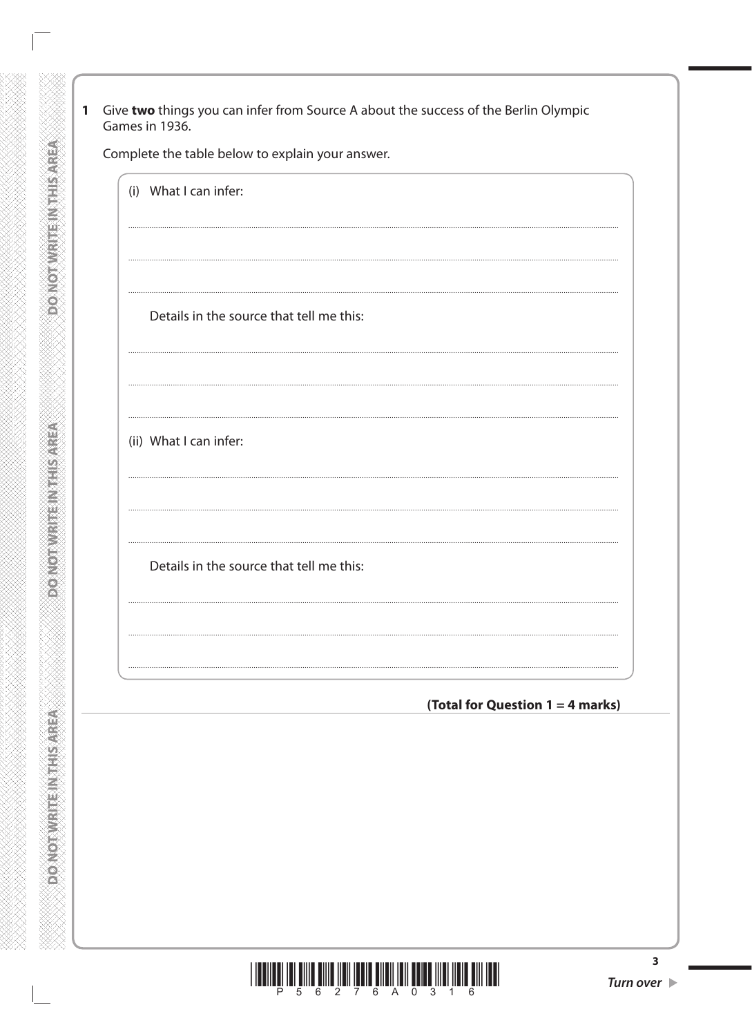**1** Give **two** things you can infer from Source A about the success of the Berlin Olympic Games in 1936.

Complete the table below to explain your answer.

(i) What I can infer:

..........................................................................................................................................................

..........................................................................................................................................................

..........................................................................................................................................................

Details in the source that tell me this:

..........................................................................................................................................................

..........................................................................................................................................................

..........................................................................................................................................................

(ii) What I can infer:

..........................................................................................................................................................

..........................................................................................................................................................

..........................................................................................................................................................

Details in the source that tell me this:

..........................................................................................................................................................

..........................................................................................................................................................

..........................................................................................................................................................

**(Total for Question 1 = 4 marks)**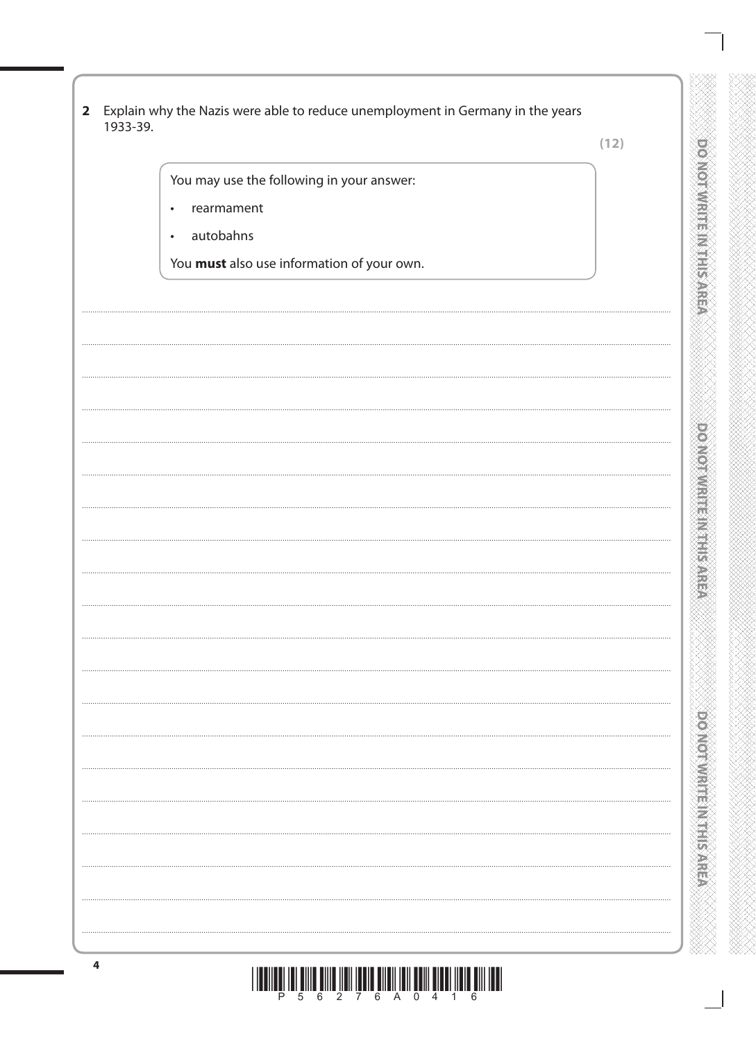**2** Explain why the Nazis were able to reduce unemployment in Germany in the years 1933-39.

**(12)**

You may use the following in your answer:

- rearmament
- autobahns

You **must** also use information of your own.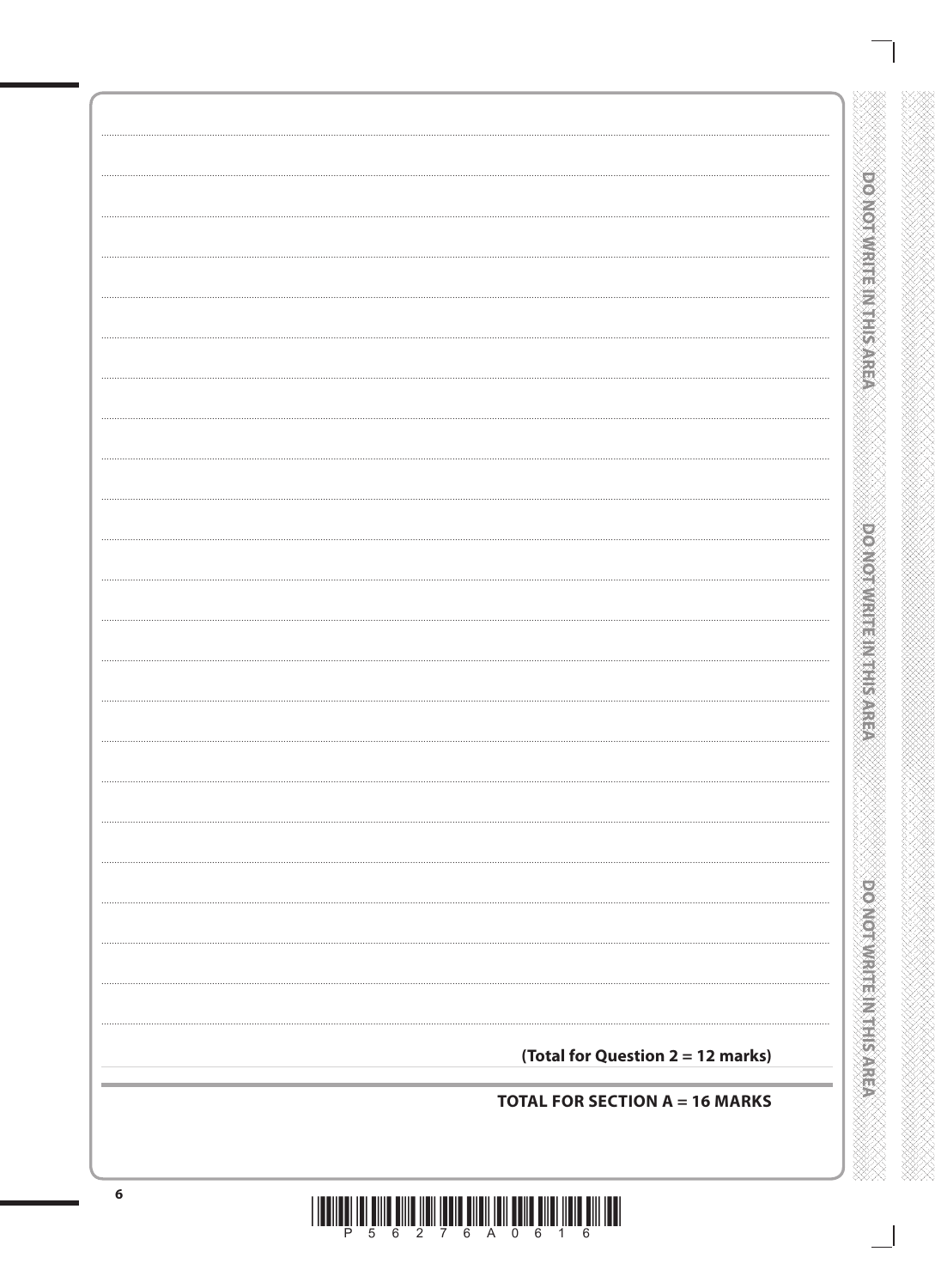**(Total for Question 2 = 12 marks)**

**TOTAL FOR SECTION A = 16 MARKS**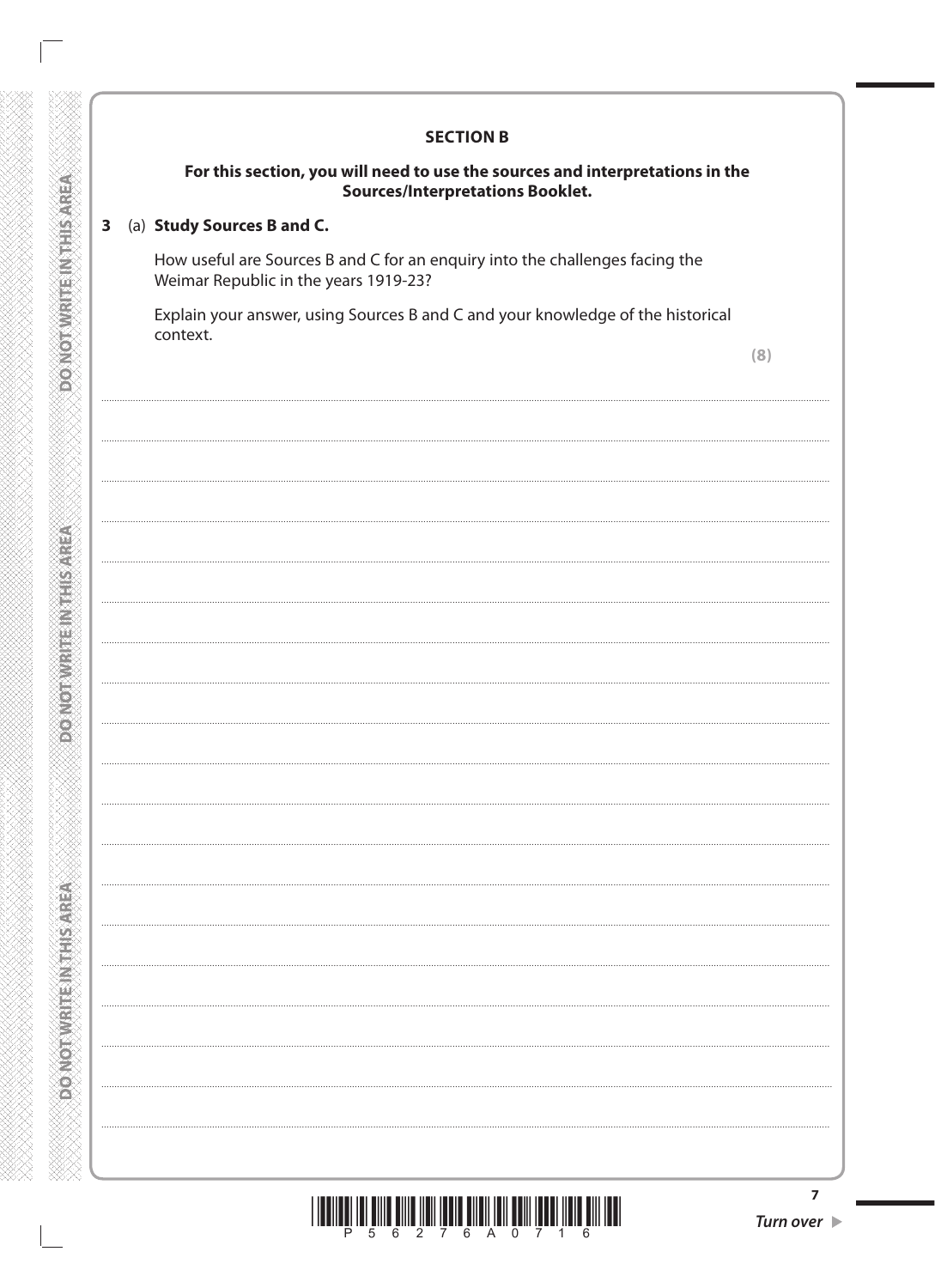**SECTION B**

**For this section, you will need to use the sources and interpretations in the Sources/Interpretations Booklet.**

**3** (a) **Study Sources B and C.**

How useful are Sources B and C for an enquiry into the challenges facing the Weimar Republic in the years 1919-23?

Explain your answer, using Sources B and C and your knowledge of the historical context.

**(8)**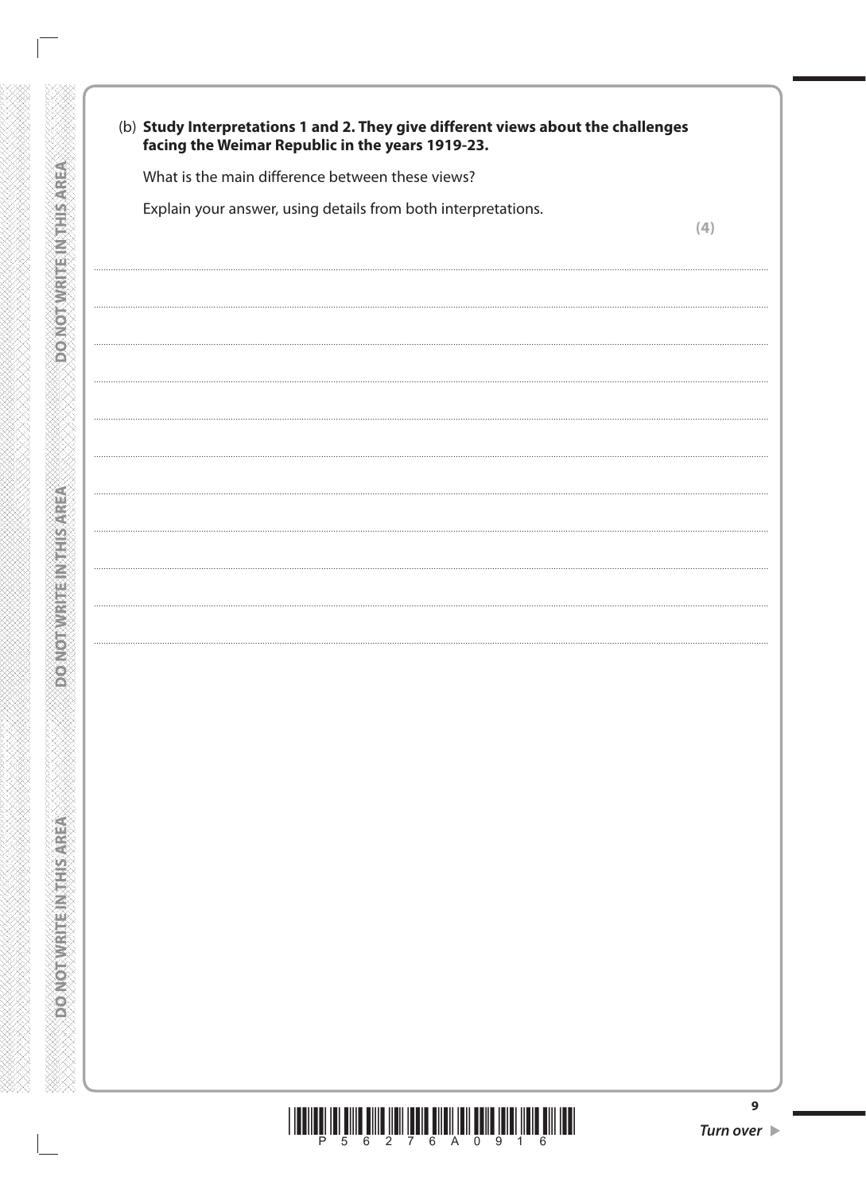**(b) Study Interpretations 1 and 2. They give different views about the challenges facing the Weimar Republic in the years 1919-23.**

What is the main difference between these views?

Explain your answer, using details from both interpretations.

**(4)**

Turn over ▶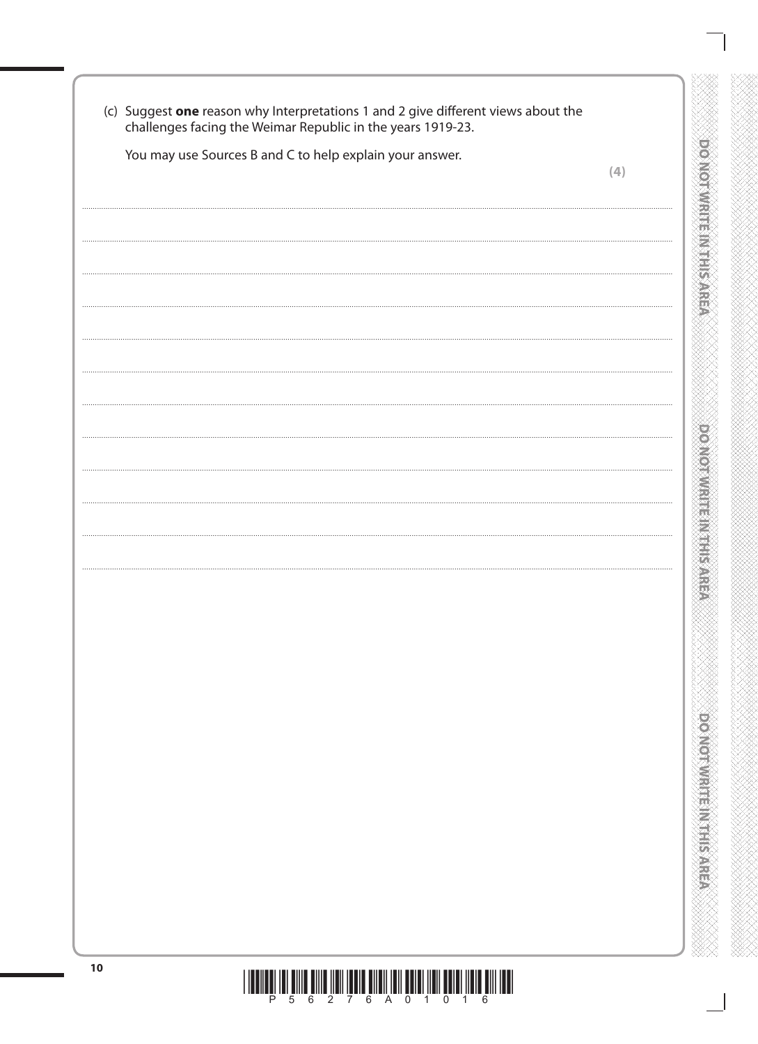(c) Suggest **one** reason why Interpretations 1 and 2 give different views about the challenges facing the Weimar Republic in the years 1919-23.

You may use Sources B and C to help explain your answer.

**(4)**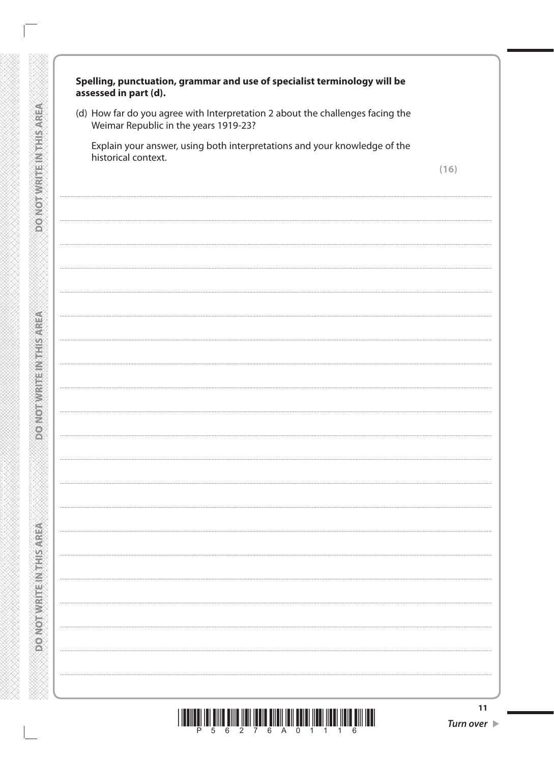**Spelling, punctuation, grammar and use of specialist terminology will be assessed in part (d).**

(d) How far do you agree with Interpretation 2 about the challenges facing the Weimar Republic in the years 1919-23?

Explain your answer, using both interpretations and your knowledge of the historical context.

**(16)**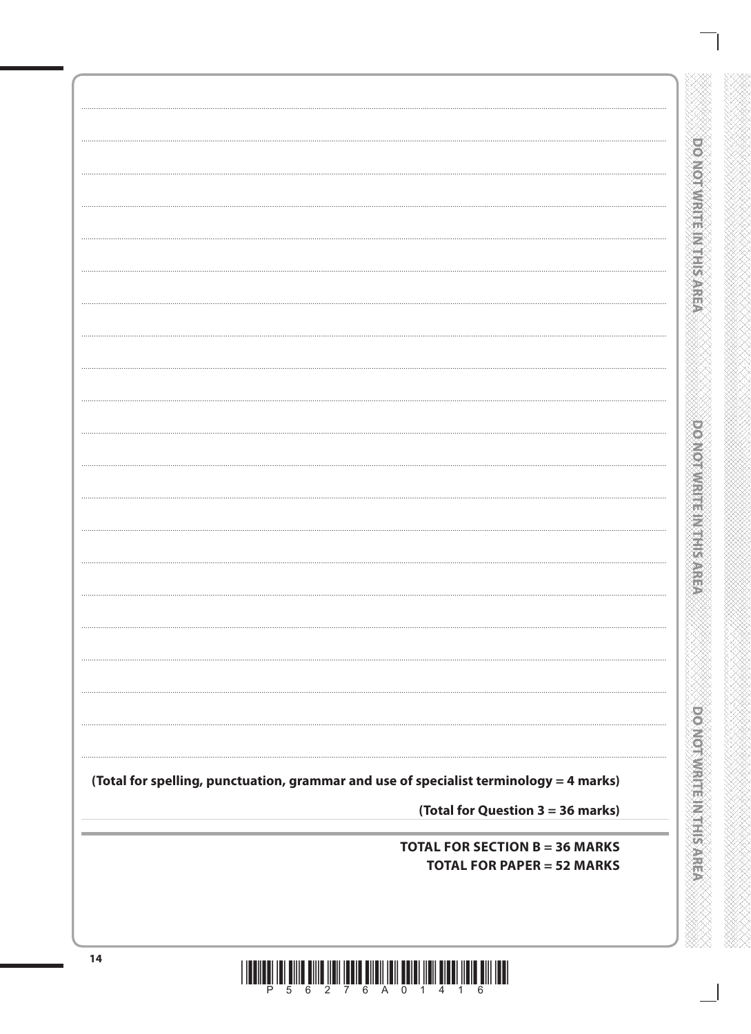**(Total for spelling, punctuation, grammar and use of specialist terminology = 4 marks)**

**(Total for Question 3 = 36 marks)**

**TOTAL FOR SECTION B = 36 MARKS**

**TOTAL FOR PAPER = 52 MARKS**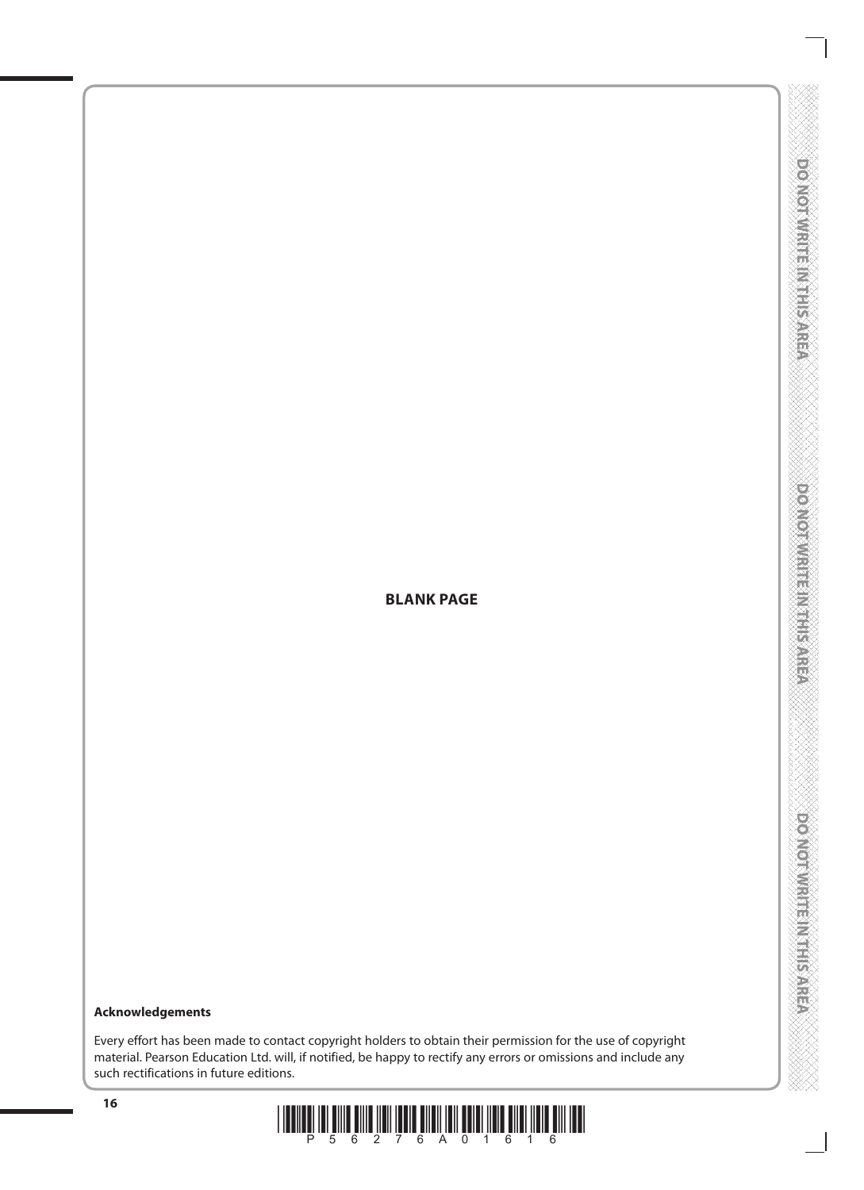BLANK PAGE

**Acknowledgements**

Every effort has been made to contact copyright holders to obtain their permission for the use of copyright material. Pearson Education Ltd. will, if notified, be happy to rectify any errors or omissions and include any such rectifications in future editions.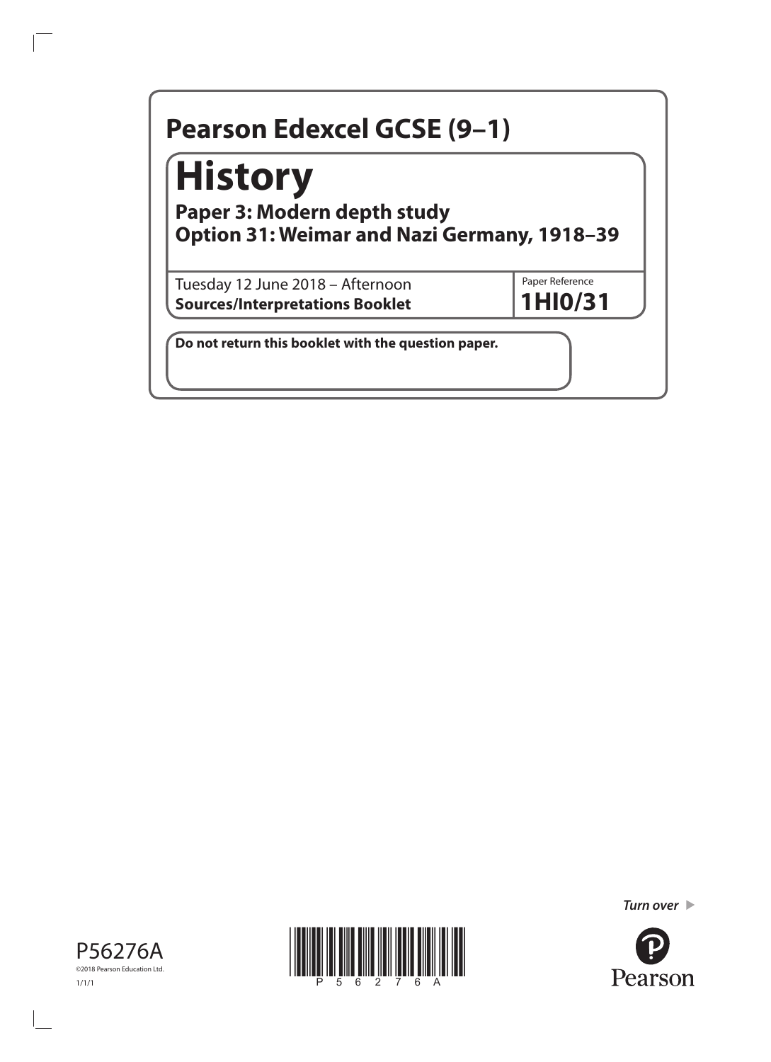# Pearson Edexcel GCSE (9–1)

# History

**Paper 3: Modern depth study**
**Option 31: Weimar and Nazi Germany, 1918–39**

Tuesday 12 June 2018 – Afternoon
**Sources/Interpretations Booklet**

Paper Reference
**1HI0/31**

**Do not return this booklet with the question paper.**

P56276A
©2018 Pearson Education Ltd.
1/1/1

***Turn over***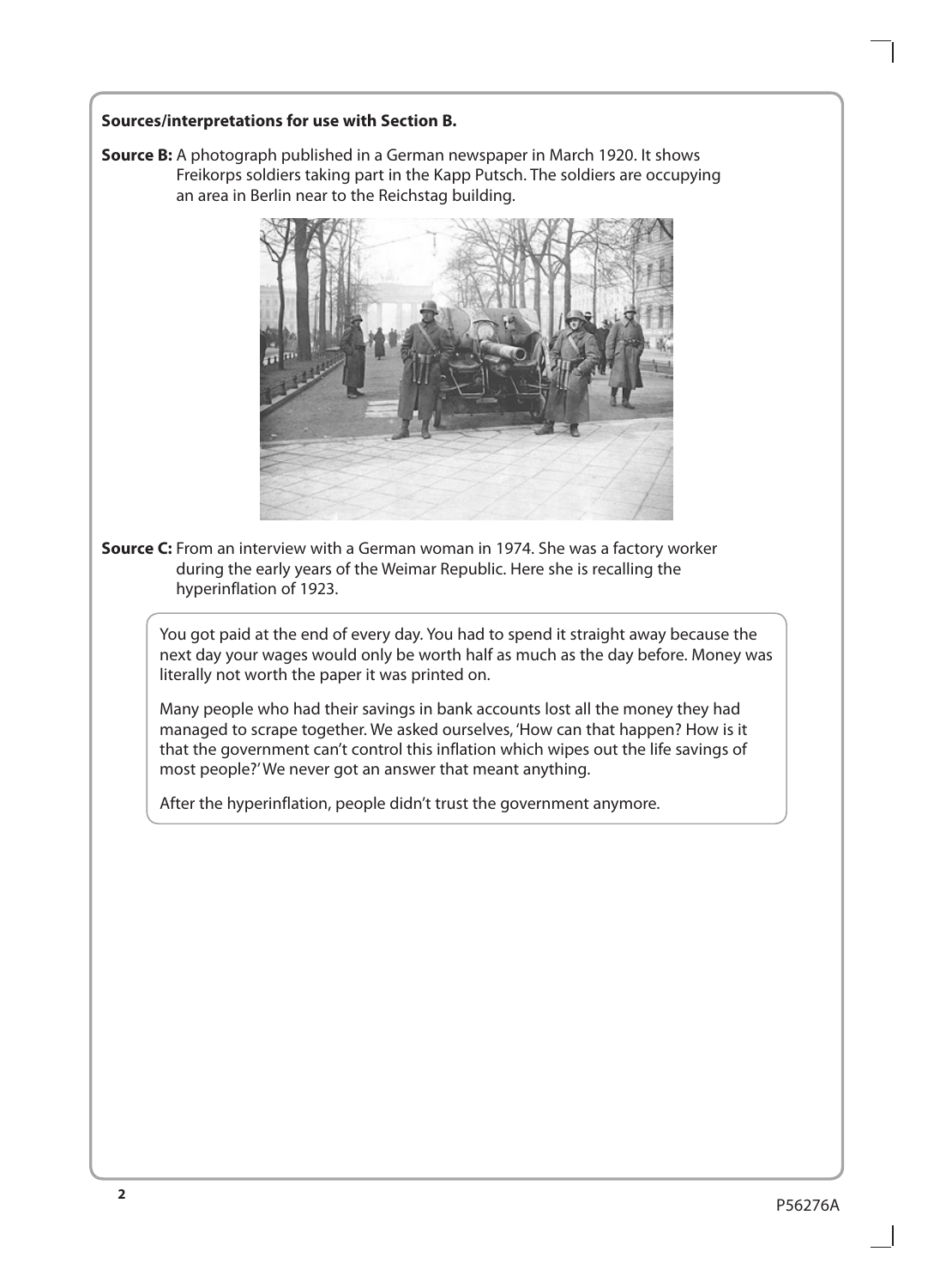**Sources/interpretations for use with Section B.**

**Source B:** A photograph published in a German newspaper in March 1920. It shows Freikorps soldiers taking part in the Kapp Putsch. The soldiers are occupying an area in Berlin near to the Reichstag building.

**Source C:** From an interview with a German woman in 1974. She was a factory worker during the early years of the Weimar Republic. Here she is recalling the hyperinflation of 1923.

> You got paid at the end of every day. You had to spend it straight away because the next day your wages would only be worth half as much as the day before. Money was literally not worth the paper it was printed on.
>
> Many people who had their savings in bank accounts lost all the money they had managed to scrape together. We asked ourselves, 'How can that happen? How is it that the government can't control this inflation which wipes out the life savings of most people?' We never got an answer that meant anything.
>
> After the hyperinflation, people didn't trust the government anymore.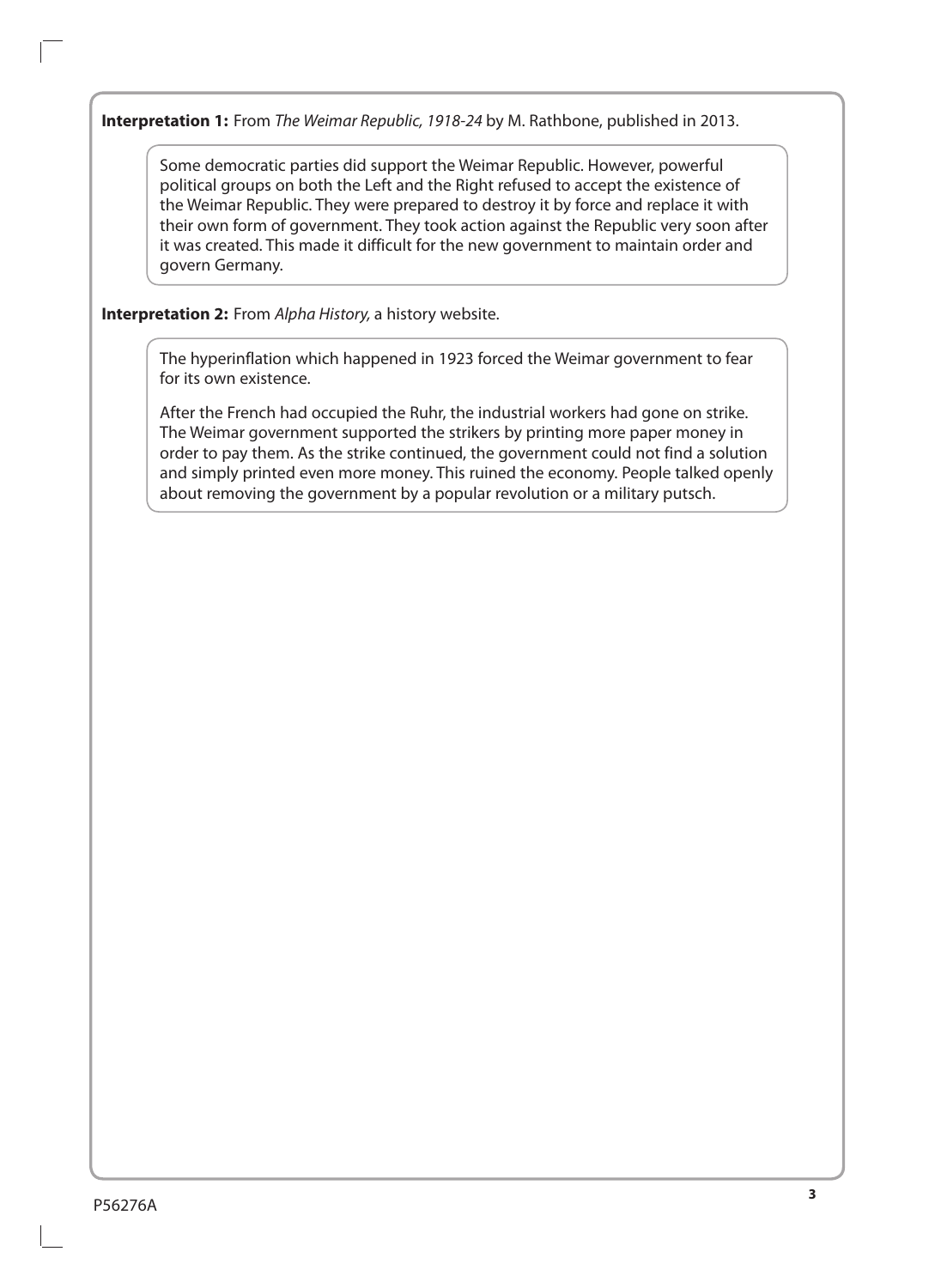**Interpretation 1:** From *The Weimar Republic, 1918-24* by M. Rathbone, published in 2013.

> Some democratic parties did support the Weimar Republic. However, powerful political groups on both the Left and the Right refused to accept the existence of the Weimar Republic. They were prepared to destroy it by force and replace it with their own form of government. They took action against the Republic very soon after it was created. This made it difficult for the new government to maintain order and govern Germany.

**Interpretation 2:** From *Alpha History,* a history website.

> The hyperinflation which happened in 1923 forced the Weimar government to fear for its own existence.
>
> After the French had occupied the Ruhr, the industrial workers had gone on strike. The Weimar government supported the strikers by printing more paper money in order to pay them. As the strike continued, the government could not find a solution and simply printed even more money. This ruined the economy. People talked openly about removing the government by a popular revolution or a military putsch.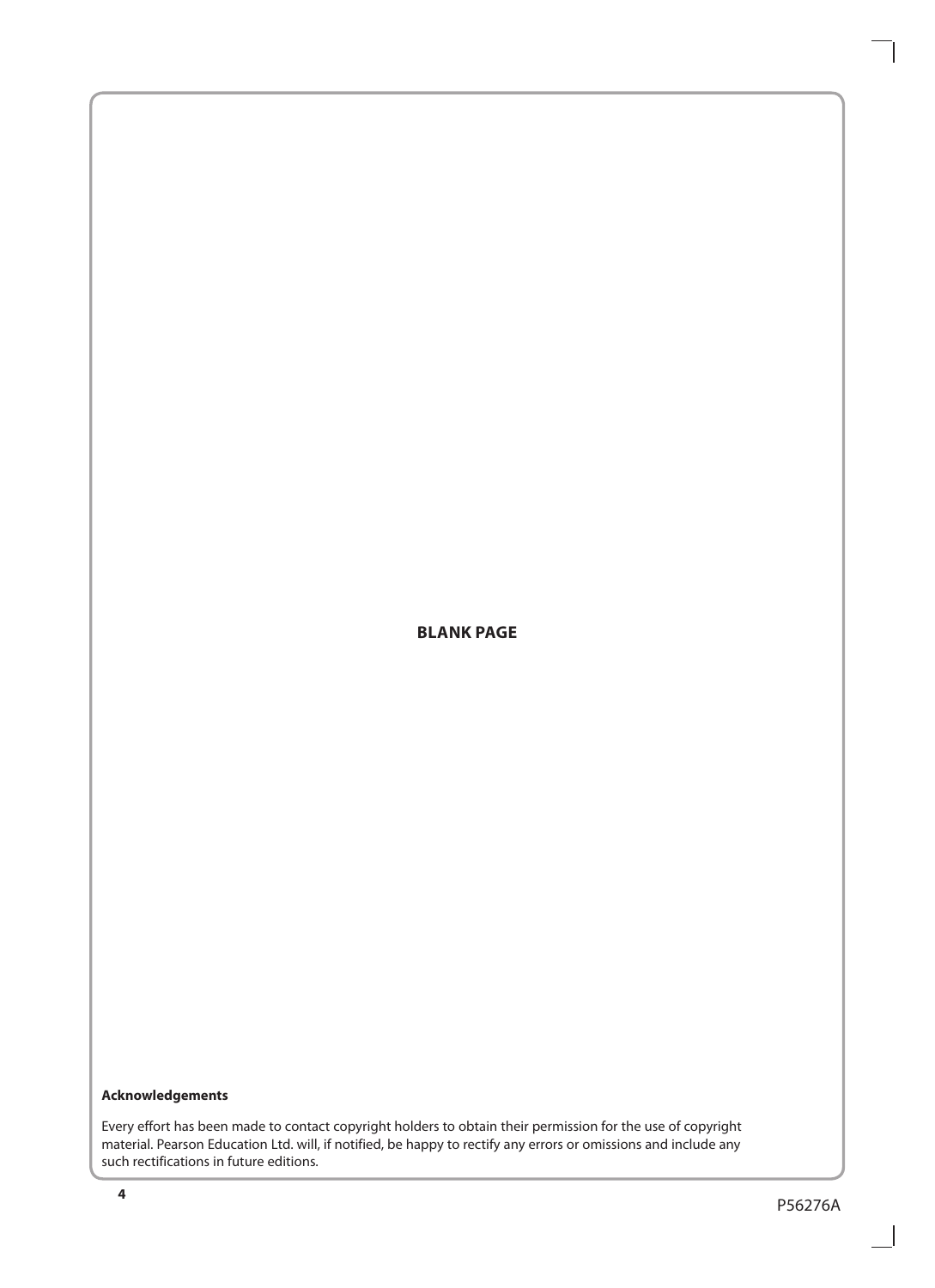BLANK PAGE

**Acknowledgements**

Every effort has been made to contact copyright holders to obtain their permission for the use of copyright material. Pearson Education Ltd. will, if notified, be happy to rectify any errors or omissions and include any such rectifications in future editions.